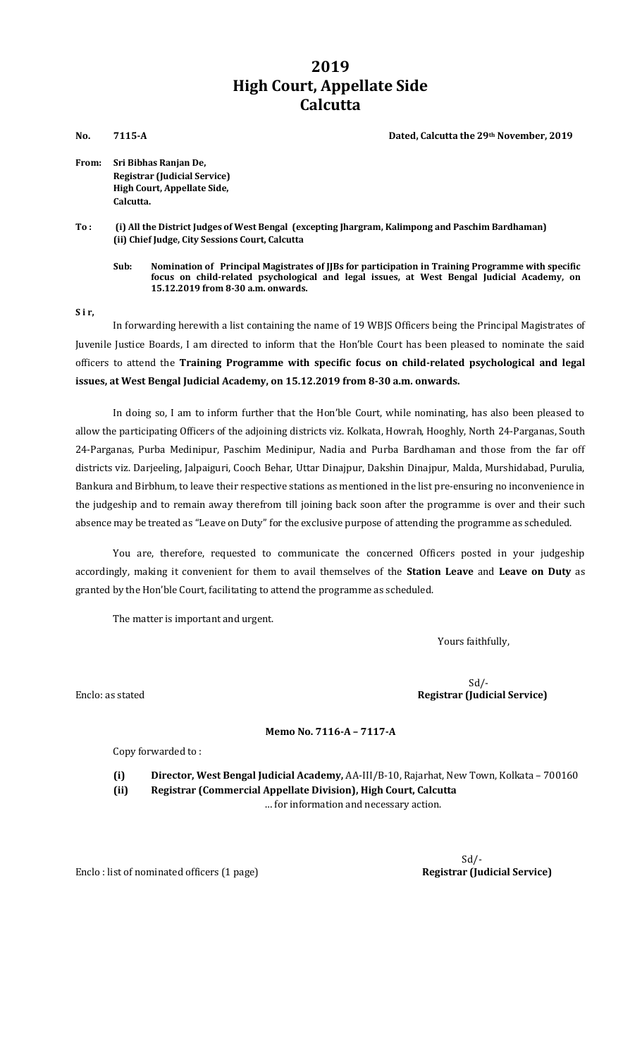# 2019
# High Court, Appellate Side
# Calcutta

**No. 7115-A** **Dated, Calcutta the 29th November, 2019**

**From: Sri Bibhas Ranjan De,**
**Registrar (Judicial Service)**
**High Court, Appellate Side,**
**Calcutta.**

**To : (i) All the District Judges of West Bengal (excepting Jhargram, Kalimpong and Paschim Bardhaman)**
**(ii) Chief Judge, City Sessions Court, Calcutta**

**Sub: Nomination of Principal Magistrates of JJBs for participation in Training Programme with specific focus on child-related psychological and legal issues, at West Bengal Judicial Academy, on 15.12.2019 from 8-30 a.m. onwards.**

**S i r,**

In forwarding herewith a list containing the name of 19 WBJS Officers being the Principal Magistrates of Juvenile Justice Boards, I am directed to inform that the Hon'ble Court has been pleased to nominate the said officers to attend the **Training Programme with specific focus on child-related psychological and legal issues, at West Bengal Judicial Academy, on 15.12.2019 from 8-30 a.m. onwards.**

In doing so, I am to inform further that the Hon'ble Court, while nominating, has also been pleased to allow the participating Officers of the adjoining districts viz. Kolkata, Howrah, Hooghly, North 24-Parganas, South 24-Parganas, Purba Medinipur, Paschim Medinipur, Nadia and Purba Bardhaman and those from the far off districts viz. Darjeeling, Jalpaiguri, Cooch Behar, Uttar Dinajpur, Dakshin Dinajpur, Malda, Murshidabad, Purulia, Bankura and Birbhum, to leave their respective stations as mentioned in the list pre-ensuring no inconvenience in the judgeship and to remain away therefrom till joining back soon after the programme is over and their such absence may be treated as "Leave on Duty" for the exclusive purpose of attending the programme as scheduled.

You are, therefore, requested to communicate the concerned Officers posted in your judgeship accordingly, making it convenient for them to avail themselves of the **Station Leave** and **Leave on Duty** as granted by the Hon'ble Court, facilitating to attend the programme as scheduled.

The matter is important and urgent.

Yours faithfully,

Sd/-
Enclo: as stated **Registrar (Judicial Service)**

**Memo No. 7116-A – 7117-A**

Copy forwarded to :

**(i) Director, West Bengal Judicial Academy,** AA-III/B-10, Rajarhat, New Town, Kolkata – 700160
**(ii) Registrar (Commercial Appellate Division), High Court, Calcutta**
… for information and necessary action.

Sd/-
Enclo : list of nominated officers (1 page) **Registrar (Judicial Service)**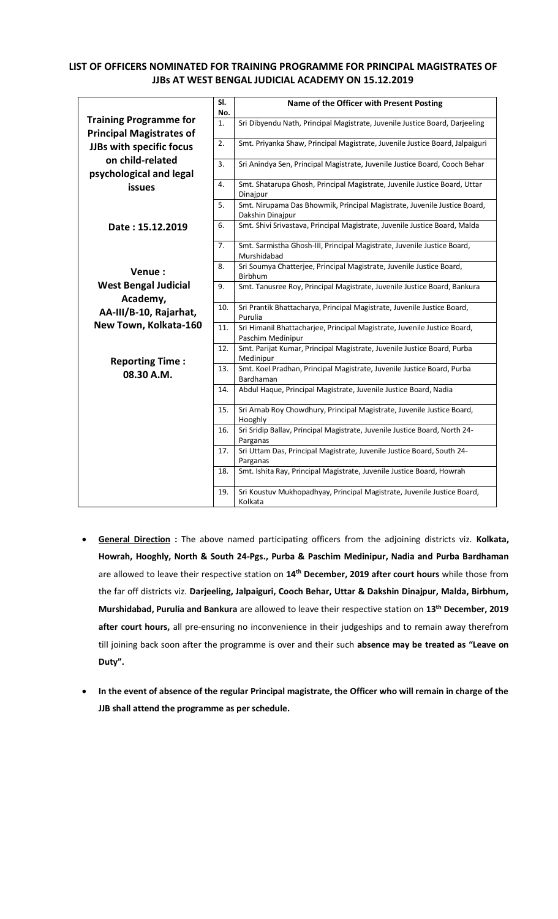## LIST OF OFFICERS NOMINATED FOR TRAINING PROGRAMME FOR PRINCIPAL MAGISTRATES OF JJBs AT WEST BENGAL JUDICIAL ACADEMY ON 15.12.2019

| | Sl. No. | Name of the Officer with Present Posting |
|---|---|---|
| **Training Programme for Principal Magistrates of JJBs with specific focus on child-related psychological and legal issues**<br><br>**Date : 15.12.2019**<br><br>**Venue : West Bengal Judicial Academy, AA-III/B-10, Rajarhat, New Town, Kolkata-160**<br><br>**Reporting Time : 08.30 A.M.** | 1. | Sri Dibyendu Nath, Principal Magistrate, Juvenile Justice Board, Darjeeling |
| | 2. | Smt. Priyanka Shaw, Principal Magistrate, Juvenile Justice Board, Jalpaiguri |
| | 3. | Sri Anindya Sen, Principal Magistrate, Juvenile Justice Board, Cooch Behar |
| | 4. | Smt. Shatarupa Ghosh, Principal Magistrate, Juvenile Justice Board, Uttar Dinajpur |
| | 5. | Smt. Nirupama Das Bhowmik, Principal Magistrate, Juvenile Justice Board, Dakshin Dinajpur |
| | 6. | Smt. Shivi Srivastava, Principal Magistrate, Juvenile Justice Board, Malda |
| | 7. | Smt. Sarmistha Ghosh-III, Principal Magistrate, Juvenile Justice Board, Murshidabad |
| | 8. | Sri Soumya Chatterjee, Principal Magistrate, Juvenile Justice Board, Birbhum |
| | 9. | Smt. Tanusree Roy, Principal Magistrate, Juvenile Justice Board, Bankura |
| | 10. | Sri Prantik Bhattacharya, Principal Magistrate, Juvenile Justice Board, Purulia |
| | 11. | Sri Himanil Bhattacharjee, Principal Magistrate, Juvenile Justice Board, Paschim Medinipur |
| | 12. | Smt. Parijat Kumar, Principal Magistrate, Juvenile Justice Board, Purba Medinipur |
| | 13. | Smt. Koel Pradhan, Principal Magistrate, Juvenile Justice Board, Purba Bardhaman |
| | 14. | Abdul Haque, Principal Magistrate, Juvenile Justice Board, Nadia |
| | 15. | Sri Arnab Roy Chowdhury, Principal Magistrate, Juvenile Justice Board, Hooghly |
| | 16. | Sri Sridip Ballav, Principal Magistrate, Juvenile Justice Board, North 24-Parganas |
| | 17. | Sri Uttam Das, Principal Magistrate, Juvenile Justice Board, South 24-Parganas |
| | 18. | Smt. Ishita Ray, Principal Magistrate, Juvenile Justice Board, Howrah |
| | 19. | Sri Koustuv Mukhopadhyay, Principal Magistrate, Juvenile Justice Board, Kolkata |

- **General Direction :** The above named participating officers from the adjoining districts viz. **Kolkata, Howrah, Hooghly, North & South 24-Pgs., Purba & Paschim Medinipur, Nadia and Purba Bardhaman** are allowed to leave their respective station on **14th December, 2019 after court hours** while those from the far off districts viz. **Darjeeling, Jalpaiguri, Cooch Behar, Uttar & Dakshin Dinajpur, Malda, Birbhum, Murshidabad, Purulia and Bankura** are allowed to leave their respective station on **13th December, 2019 after court hours,** all pre-ensuring no inconvenience in their judgeships and to remain away therefrom till joining back soon after the programme is over and their such **absence may be treated as "Leave on Duty".**

- **In the event of absence of the regular Principal magistrate, the Officer who will remain in charge of the JJB shall attend the programme as per schedule.**